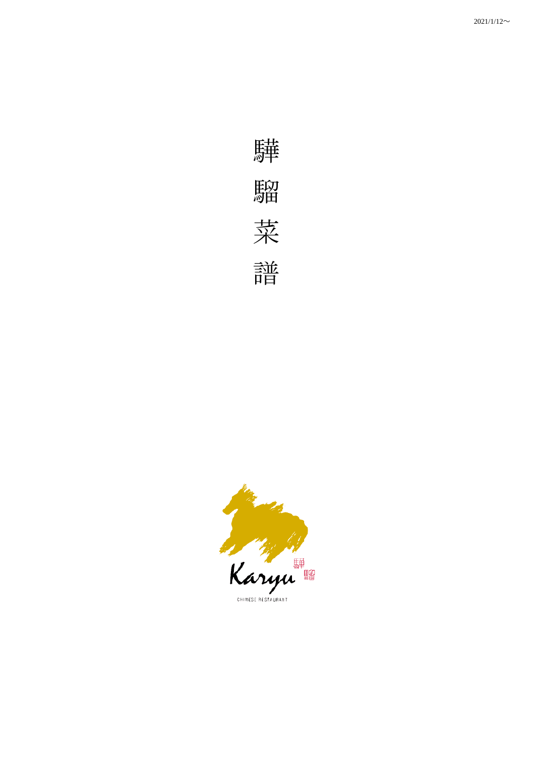2021/1/12～

# 驊騮菜譜

Karyu 驊騮

CHINESE RESTAURANT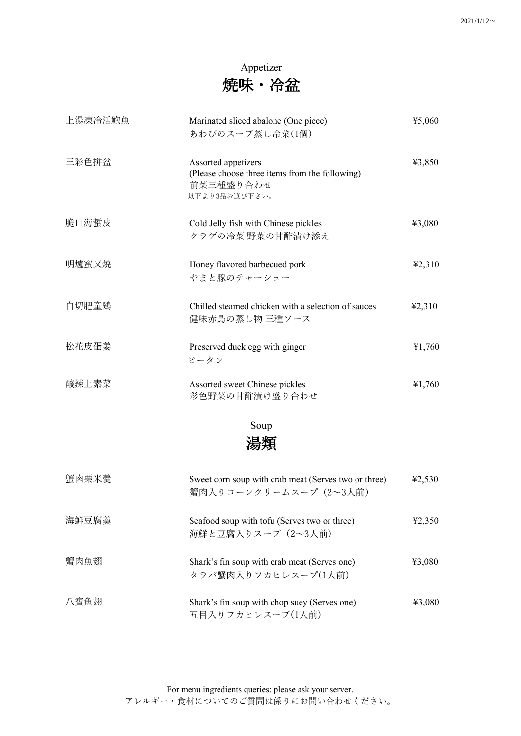2021/1/12～

## Appetizer
# 焼味・冷盆

| | | |
|---|---|---|
| 上湯凍冷活鮑魚 | Marinated sliced abalone (One piece)<br>あわびのスープ蒸し冷菜(1個) | ¥5,060 |
| 三彩色拼盆 | Assorted appetizers<br>(Please choose three items from the following)<br>前菜三種盛り合わせ<br>以下より3品お選び下さい。 | ¥3,850 |
| 脆口海蜇皮 | Cold Jelly fish with Chinese pickles<br>クラゲの冷菜 野菜の甘酢漬け添え | ¥3,080 |
| 明爐蜜叉焼 | Honey flavored barbecued pork<br>やまと豚のチャーシュー | ¥2,310 |
| 白切肥童鶏 | Chilled steamed chicken with a selection of sauces<br>健味赤鳥の蒸し物 三種ソース | ¥2,310 |
| 松花皮蛋姜 | Preserved duck egg with ginger<br>ピータン | ¥1,760 |
| 酸辣上素菜 | Assorted sweet Chinese pickles<br>彩色野菜の甘酢漬け盛り合わせ | ¥1,760 |

## Soup
# 湯類

| | | |
|---|---|---|
| 蟹肉粟米羹 | Sweet corn soup with crab meat (Serves two or three)<br>蟹肉入りコーンクリームスープ（2～3人前） | ¥2,530 |
| 海鮮豆腐羹 | Seafood soup with tofu (Serves two or three)<br>海鮮と豆腐入りスープ（2～3人前） | ¥2,350 |
| 蟹肉魚翅 | Shark's fin soup with crab meat (Serves one)<br>タラバ蟹肉入りフカヒレスープ(1人前) | ¥3,080 |
| 八寶魚翅 | Shark's fin soup with chop suey (Serves one)<br>五目入りフカヒレスープ(1人前) | ¥3,080 |

For menu ingredients queries: please ask your server.
アレルギー・食材についてのご質問は係りにお問い合わせください。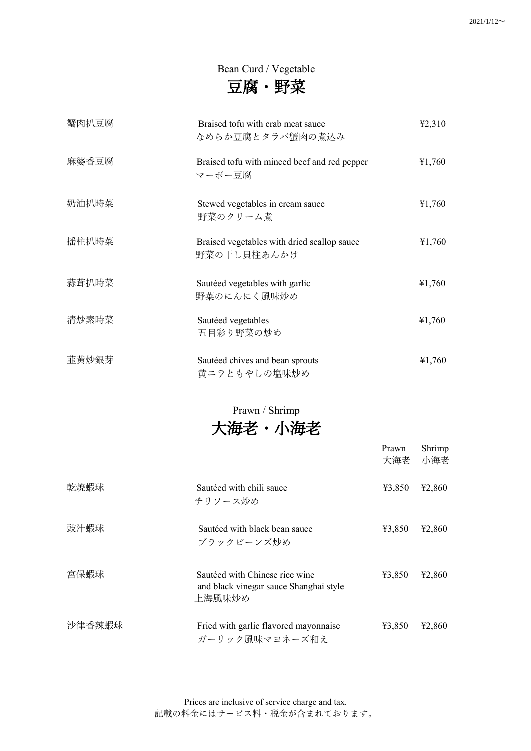2021/1/12～

## Bean Curd / Vegetable
# 豆腐・野菜

| | | |
|---|---|---|
| 蟹肉扒豆腐 | Braised tofu with crab meat sauce<br>なめらか豆腐とタラバ蟹肉の煮込み | ¥2,310 |
| 麻婆香豆腐 | Braised tofu with minced beef and red pepper<br>マーボー豆腐 | ¥1,760 |
| 奶油扒時菜 | Stewed vegetables in cream sauce<br>野菜のクリーム煮 | ¥1,760 |
| 揺柱扒時菜 | Braised vegetables with dried scallop sauce<br>野菜の干し貝柱あんかけ | ¥1,760 |
| 蒜茸扒時菜 | Sautéed vegetables with garlic<br>野菜のにんにく風味炒め | ¥1,760 |
| 清炒素時菜 | Sautéed vegetables<br>五目彩り野菜の炒め | ¥1,760 |
| 韮黄炒銀芽 | Sautéed chives and bean sprouts<br>黄ニラともやしの塩味炒め | ¥1,760 |

## Prawn / Shrimp
# 大海老・小海老

| | | Prawn<br>大海老 | Shrimp<br>小海老 |
|---|---|---|---|
| 乾焼蝦球 | Sautéed with chili sauce<br>チリソース炒め | ¥3,850 | ¥2,860 |
| 豉汁蝦球 | Sautéed with black bean sauce<br>ブラックビーンズ炒め | ¥3,850 | ¥2,860 |
| 宮保蝦球 | Sautéed with Chinese rice wine and black vinegar sauce Shanghai style<br>上海風味炒め | ¥3,850 | ¥2,860 |
| 沙律香辣蝦球 | Fried with garlic flavored mayonnaise<br>ガーリック風味マヨネーズ和え | ¥3,850 | ¥2,860 |

Prices are inclusive of service charge and tax.
記載の料金にはサービス料・税金が含まれております。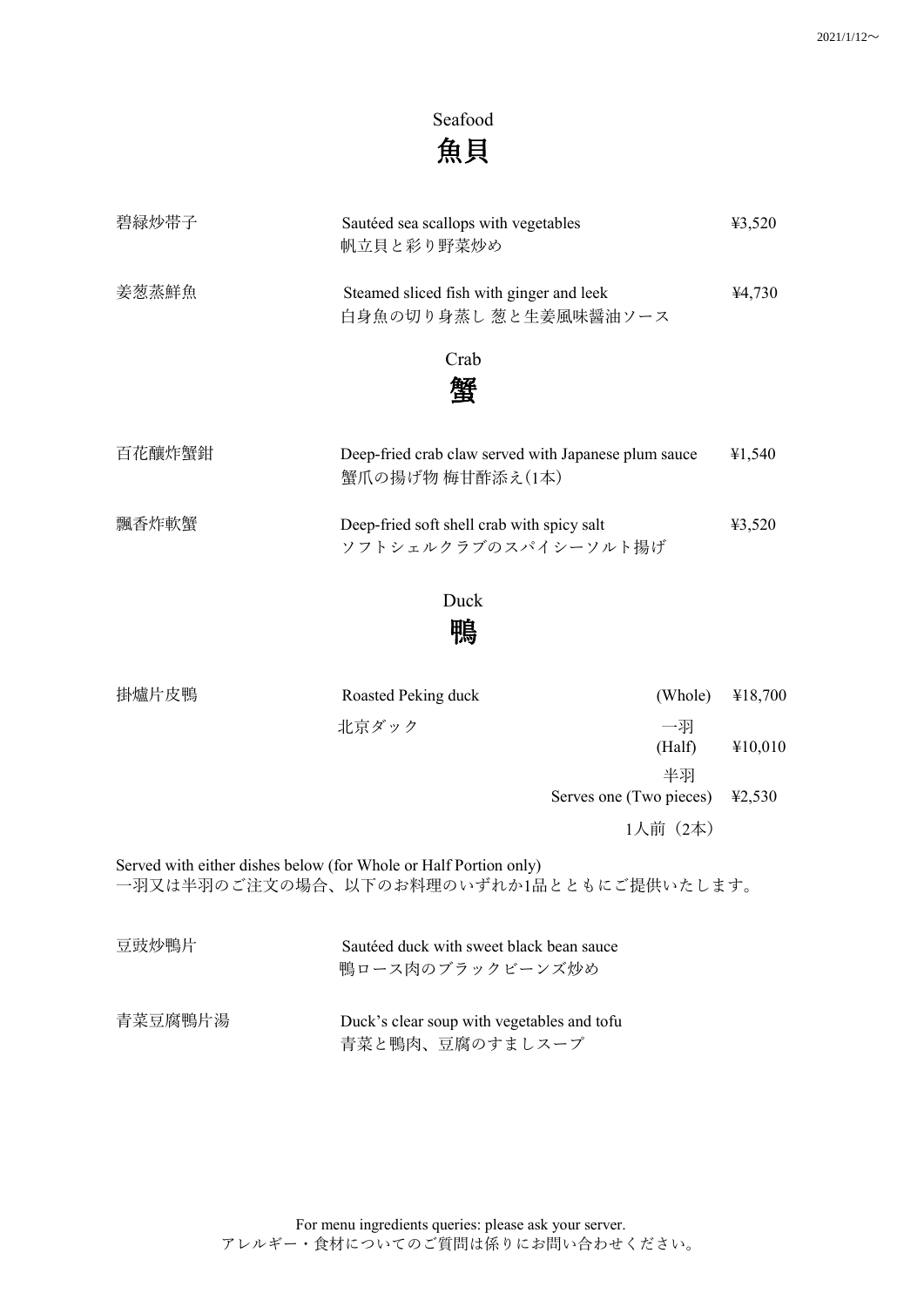2021/1/12～

## Seafood
## 魚貝

| | | |
|---|---|---|
| 碧緑炒帯子 | Sautéed sea scallops with vegetables<br>帆立貝と彩り野菜炒め | ¥3,520 |
| 姜葱蒸鮮魚 | Steamed sliced fish with ginger and leek<br>白身魚の切り身蒸し 葱と生姜風味醤油ソース | ¥4,730 |

## Crab
## 蟹

| | | |
|---|---|---|
| 百花釀炸蟹鉗 | Deep-fried crab claw served with Japanese plum sauce<br>蟹爪の揚げ物 梅甘酢添え(1本) | ¥1,540 |
| 飄香炸軟蟹 | Deep-fried soft shell crab with spicy salt<br>ソフトシェルクラブのスパイシーソルト揚げ | ¥3,520 |

## Duck
## 鴨

| | | | |
|---|---|---|---|
| 掛爐片皮鴨 | Roasted Peking duck<br>北京ダック | (Whole)<br>一羽 | ¥18,700 |
| | | (Half)<br>半羽 | ¥10,010 |
| | | Serves one (Two pieces)<br>1人前（2本） | ¥2,530 |

Served with either dishes below (for Whole or Half Portion only)
一羽又は半羽のご注文の場合、以下のお料理のいずれか1品とともにご提供いたします。

| | |
|---|---|
| 豆豉炒鴨片 | Sautéed duck with sweet black bean sauce<br>鴨ロース肉のブラックビーンズ炒め |
| 青菜豆腐鴨片湯 | Duck's clear soup with vegetables and tofu<br>青菜と鴨肉、豆腐のすましスープ |

For menu ingredients queries: please ask your server.
アレルギー・食材についてのご質問は係りにお問い合わせください。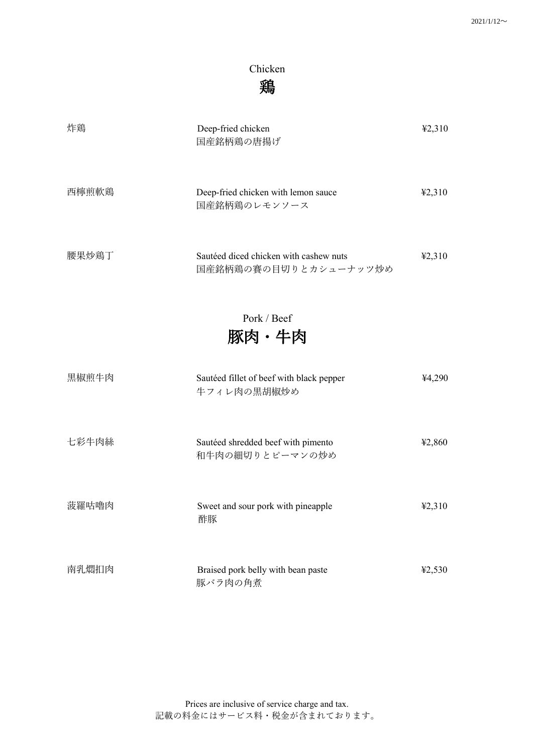2021/1/12〜

## Chicken
## 鶏

| | | |
|---|---|---|
| 炸鶏 | Deep-fried chicken<br>国産銘柄鶏の唐揚げ | ¥2,310 |
| 西檸煎軟鶏 | Deep-fried chicken with lemon sauce<br>国産銘柄鶏のレモンソース | ¥2,310 |
| 腰果炒鶏丁 | Sautéed diced chicken with cashew nuts<br>国産銘柄鶏の賽の目切りとカシューナッツ炒め | ¥2,310 |

## Pork / Beef
## 豚肉・牛肉

| | | |
|---|---|---|
| 黒椒煎牛肉 | Sautéed fillet of beef with black pepper<br>牛フィレ肉の黒胡椒炒め | ¥4,290 |
| 七彩牛肉絲 | Sautéed shredded beef with pimento<br>和牛肉の細切りとピーマンの炒め | ¥2,860 |
| 菠羅咕嚕肉 | Sweet and sour pork with pineapple<br>酢豚 | ¥2,310 |
| 南乳燜扣肉 | Braised pork belly with bean paste<br>豚バラ肉の角煮 | ¥2,530 |

Prices are inclusive of service charge and tax.
記載の料金にはサービス料・税金が含まれております。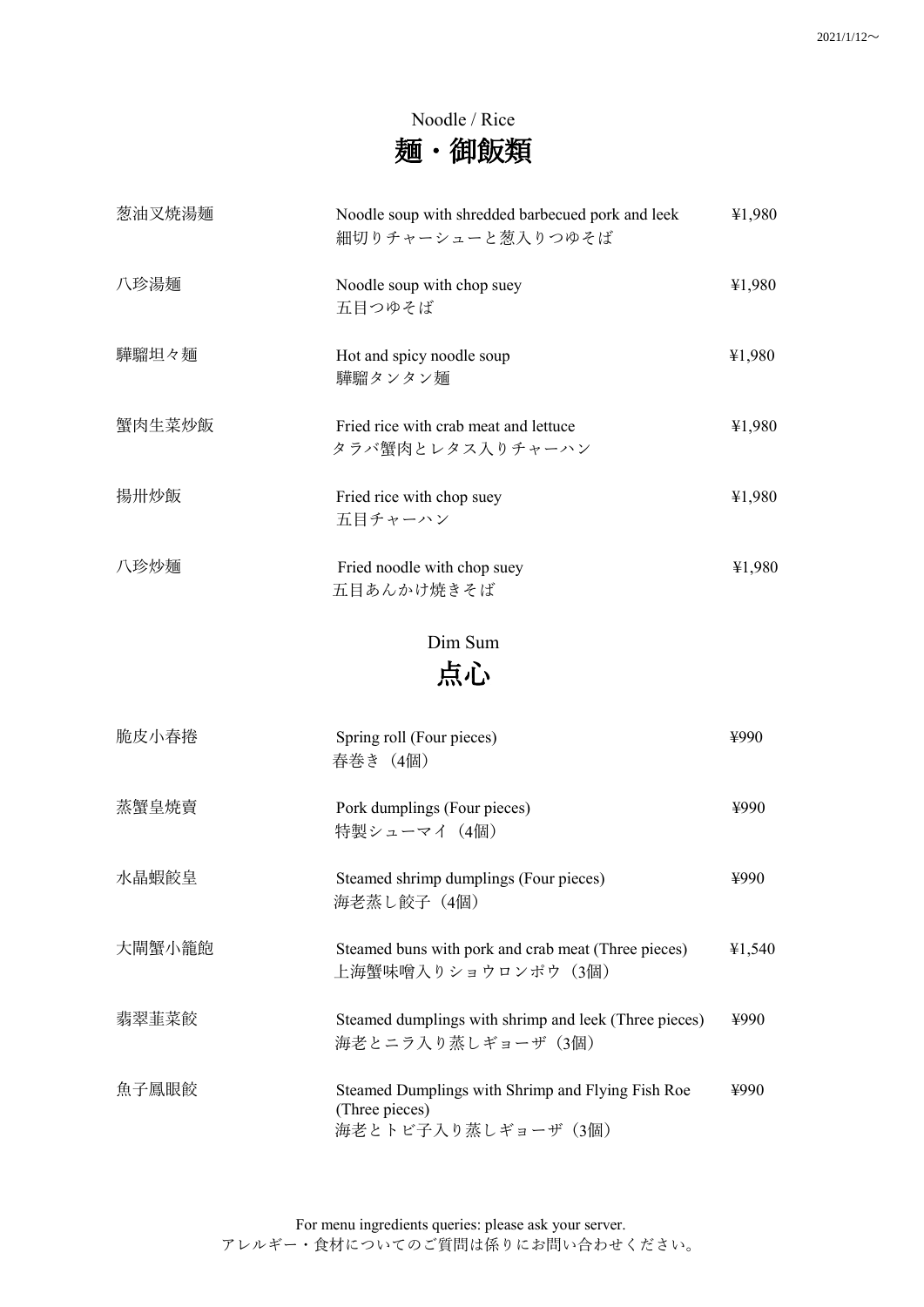2021/1/12～

## Noodle / Rice
# 麺・御飯類

| | | |
|---|---|---|
| 葱油叉焼湯麺 | Noodle soup with shredded barbecued pork and leek<br>細切りチャーシューと葱入りつゆそば | ¥1,980 |
| 八珍湯麺 | Noodle soup with chop suey<br>五目つゆそば | ¥1,980 |
| 驊騮坦々麺 | Hot and spicy noodle soup<br>驊騮タンタン麺 | ¥1,980 |
| 蟹肉生菜炒飯 | Fried rice with crab meat and lettuce<br>タラバ蟹肉とレタス入りチャーハン | ¥1,980 |
| 揚卅炒飯 | Fried rice with chop suey<br>五目チャーハン | ¥1,980 |
| 八珍炒麺 | Fried noodle with chop suey<br>五目あんかけ焼きそば | ¥1,980 |

## Dim Sum
# 点心

| | | |
|---|---|---|
| 脆皮小春捲 | Spring roll (Four pieces)<br>春巻き（4個） | ¥990 |
| 蒸蟹皇焼賣 | Pork dumplings (Four pieces)<br>特製シューマイ（4個） | ¥990 |
| 水晶蝦餃皇 | Steamed shrimp dumplings (Four pieces)<br>海老蒸し餃子（4個） | ¥990 |
| 大閘蟹小籠飽 | Steamed buns with pork and crab meat (Three pieces)<br>上海蟹味噌入りショウロンポウ（3個） | ¥1,540 |
| 翡翠韮菜餃 | Steamed dumplings with shrimp and leek (Three pieces)<br>海老とニラ入り蒸しギョーザ（3個） | ¥990 |
| 魚子鳳眼餃 | Steamed Dumplings with Shrimp and Flying Fish Roe (Three pieces)<br>海老とトビ子入り蒸しギョーザ（3個） | ¥990 |

For menu ingredients queries: please ask your server.
アレルギー・食材についてのご質問は係りにお問い合わせください。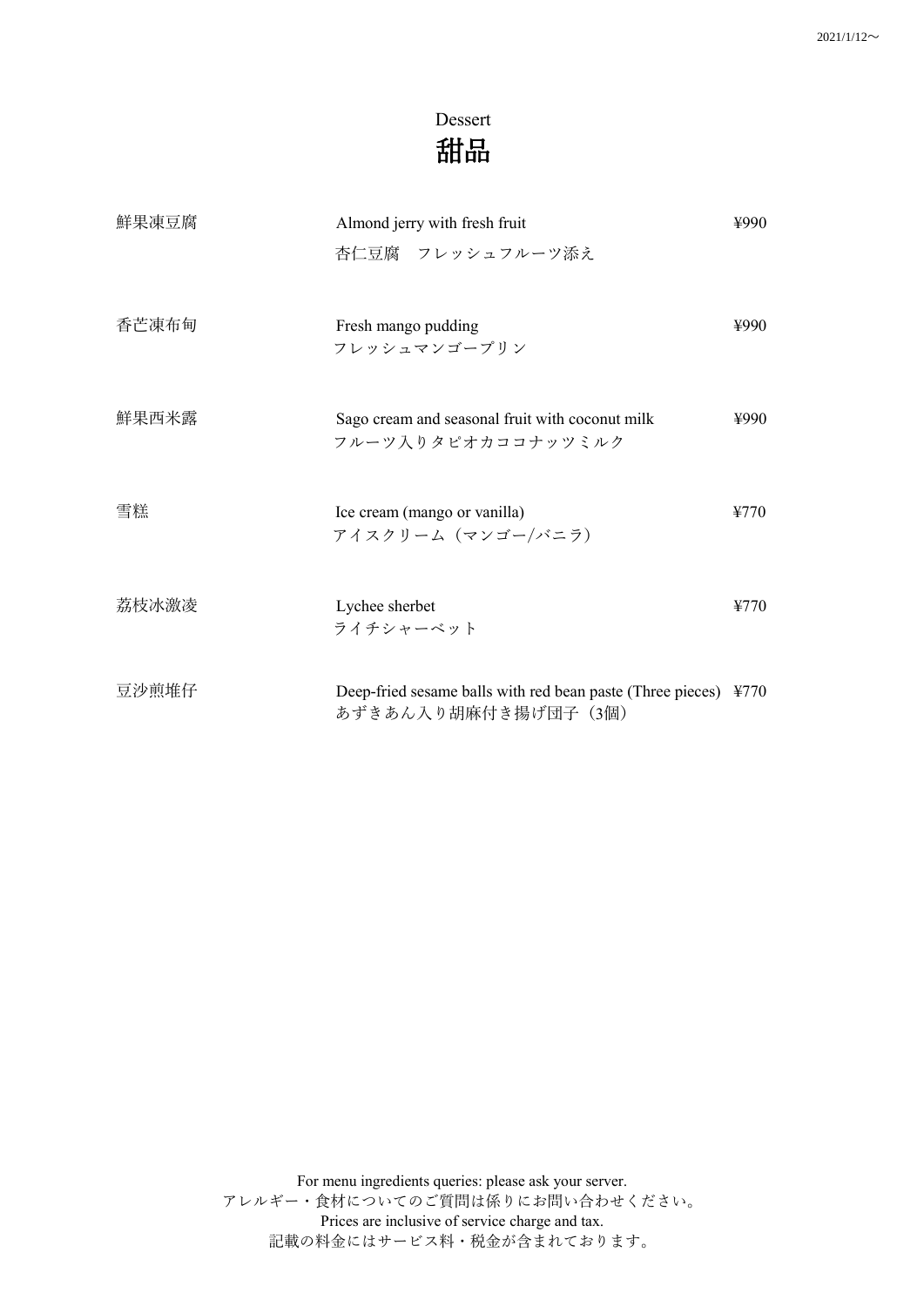2021/1/12～

# Dessert
# 甜品

| | | |
|---|---|---|
| 鮮果凍豆腐 | Almond jerry with fresh fruit<br>杏仁豆腐　フレッシュフルーツ添え | ¥990 |
| 香芒凍布甸 | Fresh mango pudding<br>フレッシュマンゴープリン | ¥990 |
| 鮮果西米露 | Sago cream and seasonal fruit with coconut milk<br>フルーツ入りタピオカココナッツミルク | ¥990 |
| 雪糕 | Ice cream (mango or vanilla)<br>アイスクリーム（マンゴー/バニラ） | ¥770 |
| 荔枝冰激凌 | Lychee sherbet<br>ライチシャーベット | ¥770 |
| 豆沙煎堆仔 | Deep-fried sesame balls with red bean paste (Three pieces)<br>あずきあん入り胡麻付き揚げ団子（3個） | ¥770 |

For menu ingredients queries: please ask your server.
アレルギー・食材についてのご質問は係りにお問い合わせください。
Prices are inclusive of service charge and tax.
記載の料金にはサービス料・税金が含まれております。